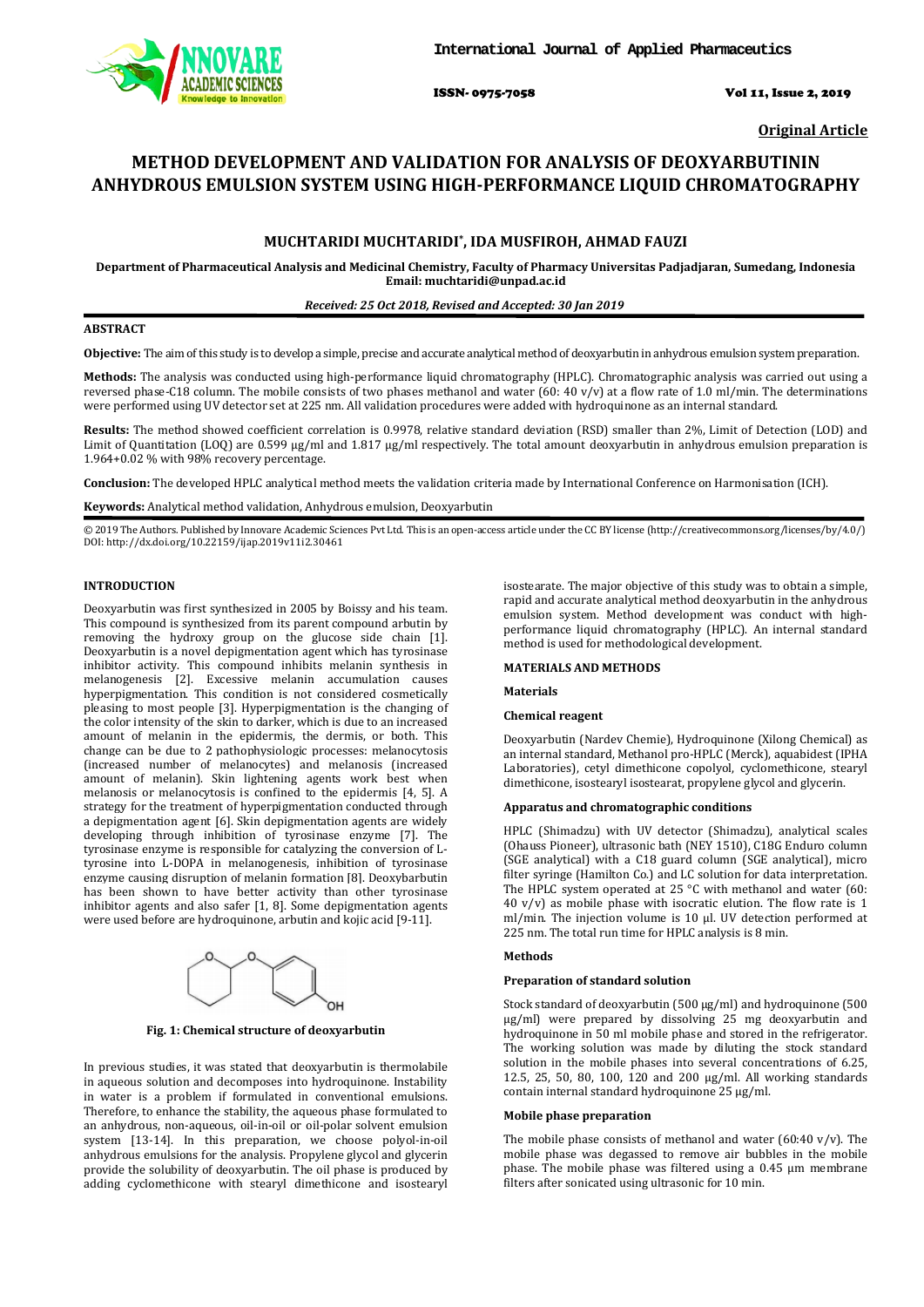**Original Article**

# METHOD DEVELOPMENT AND VALIDATION FOR ANALYSIS OF DEOXYARBUTININ ANHYDROUS EMULSION SYSTEM USING HIGH-PERFORMANCE LIQUID CHROMATOGRAPHY

**MUCHTARIDI MUCHTARIDI*, IDA MUSFIROH, AHMAD FAUZI**

**Department of Pharmaceutical Analysis and Medicinal Chemistry, Faculty of Pharmacy Universitas Padjadjaran, Sumedang, Indonesia**
**Email: muchtaridi@unpad.ac.id**

*Received: 25 Oct 2018, Revised and Accepted: 30 Jan 2019*

## ABSTRACT

**Objective:** The aim of this study is to develop a simple, precise and accurate analytical method of deoxyarbutin in anhydrous emulsion system preparation.

**Methods:** The analysis was conducted using high-performance liquid chromatography (HPLC). Chromatographic analysis was carried out using a reversed phase-C18 column. The mobile consists of two phases methanol and water (60: 40 v/v) at a flow rate of 1.0 ml/min. The determinations were performed using UV detector set at 225 nm. All validation procedures were added with hydroquinone as an internal standard.

**Results:** The method showed coefficient correlation is 0.9978, relative standard deviation (RSD) smaller than 2%, Limit of Detection (LOD) and Limit of Quantitation (LOQ) are 0.599 µg/ml and 1.817 µg/ml respectively. The total amount deoxyarbutin in anhydrous emulsion preparation is 1.964+0.02 % with 98% recovery percentage.

**Conclusion:** The developed HPLC analytical method meets the validation criteria made by International Conference on Harmonisation (ICH).

**Keywords:** Analytical method validation, Anhydrous emulsion, Deoxyarbutin

© 2019 The Authors. Published by Innovare Academic Sciences Pvt Ltd. This is an open-access article under the CC BY license (http://creativecommons.org/licenses/by/4.0/)
DOI: http://dx.doi.org/10.22159/ijap.2019v11i2.30461

## INTRODUCTION

Deoxyarbutin was first synthesized in 2005 by Boissy and his team. This compound is synthesized from its parent compound arbutin by removing the hydroxy group on the glucose side chain [1]. Deoxyarbutin is a novel depigmentation agent which has tyrosinase inhibitor activity. This compound inhibits melanin synthesis in melanogenesis [2]. Excessive melanin accumulation causes hyperpigmentation. This condition is not considered cosmetically pleasing to most people [3]. Hyperpigmentation is the changing of the color intensity of the skin to darker, which is due to an increased amount of melanin in the epidermis, the dermis, or both. This change can be due to 2 pathophysiologic processes: melanocytosis (increased number of melanocytes) and melanosis (increased amount of melanin). Skin lightening agents work best when melanosis or melanocytosis is confined to the epidermis [4, 5]. A strategy for the treatment of hyperpigmentation conducted through a depigmentation agent [6]. Skin depigmentation agents are widely developing through inhibition of tyrosinase enzyme [7]. The tyrosinase enzyme is responsible for catalyzing the conversion of L-tyrosine into L-DOPA in melanogenesis, inhibition of tyrosinase enzyme causing disruption of melanin formation [8]. Deoxybarbutin has been shown to have better activity than other tyrosinase inhibitor agents and also safer [1, 8]. Some depigmentation agents were used before are hydroquinone, arbutin and kojic acid [9-11].

**Fig. 1: Chemical structure of deoxyarbutin**

In previous studies, it was stated that deoxyarbutin is thermolabile in aqueous solution and decomposes into hydroquinone. Instability in water is a problem if formulated in conventional emulsions. Therefore, to enhance the stability, the aqueous phase formulated to an anhydrous, non-aqueous, oil-in-oil or oil-polar solvent emulsion system [13-14]. In this preparation, we choose polyol-in-oil anhydrous emulsions for the analysis. Propylene glycol and glycerin provide the solubility of deoxyarbutin. The oil phase is produced by adding cyclomethicone with stearyl dimethicone and isostearyl isostearate. The major objective of this study was to obtain a simple, rapid and accurate analytical method deoxyarbutin in the anhydrous emulsion system. Method development was conduct with high-performance liquid chromatography (HPLC). An internal standard method is used for methodological development.

## MATERIALS AND METHODS

### Materials

### Chemical reagent

Deoxyarbutin (Nardev Chemie), Hydroquinone (Xilong Chemical) as an internal standard, Methanol pro-HPLC (Merck), aquabidest (IPHA Laboratories), cetyl dimethicone copolyol, cyclomethicone, stearyl dimethicone, isostearyl isostearat, propylene glycol and glycerin.

### Apparatus and chromatographic conditions

HPLC (Shimadzu) with UV detector (Shimadzu), analytical scales (Ohauss Pioneer), ultrasonic bath (NEY 1510), C18G Enduro column (SGE analytical) with a C18 guard column (SGE analytical), micro filter syringe (Hamilton Co.) and LC solution for data interpretation. The HPLC system operated at 25 °C with methanol and water (60: 40 v/v) as mobile phase with isocratic elution. The flow rate is 1 ml/min. The injection volume is 10 µl. UV detection performed at 225 nm. The total run time for HPLC analysis is 8 min.

### Methods

### Preparation of standard solution

Stock standard of deoxyarbutin (500 µg/ml) and hydroquinone (500 µg/ml) were prepared by dissolving 25 mg deoxyarbutin and hydroquinone in 50 ml mobile phase and stored in the refrigerator. The working solution was made by diluting the stock standard solution in the mobile phases into several concentrations of 6.25, 12.5, 25, 50, 80, 100, 120 and 200 µg/ml. All working standards contain internal standard hydroquinone 25 µg/ml.

### Mobile phase preparation

The mobile phase consists of methanol and water (60:40 v/v). The mobile phase was degassed to remove air bubbles in the mobile phase. The mobile phase was filtered using a 0.45 µm membrane filters after sonicated using ultrasonic for 10 min.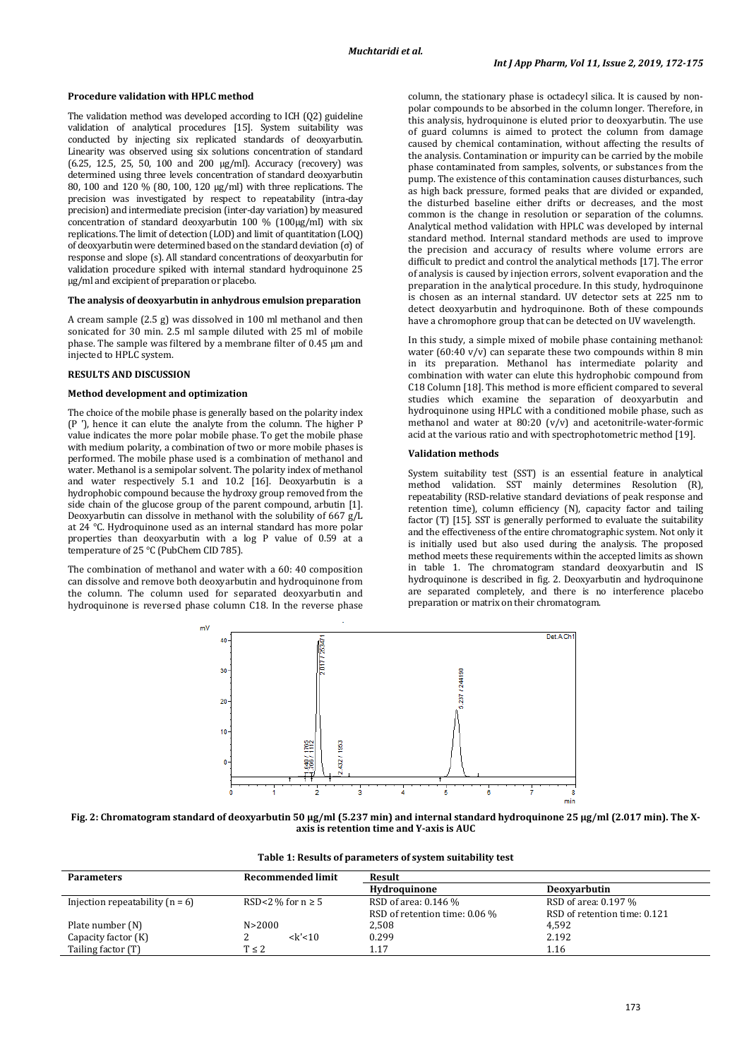### Procedure validation with HPLC method

The validation method was developed according to ICH (Q2) guideline validation of analytical procedures [15]. System suitability was conducted by injecting six replicated standards of deoxyarbutin. Linearity was observed using six solutions concentration of standard (6.25, 12.5, 25, 50, 100 and 200 μg/ml). Accuracy (recovery) was determined using three levels concentration of standard deoxyarbutin 80, 100 and 120 % (80, 100, 120 μg/ml) with three replications. The precision was investigated by respect to repeatability (intra-day precision) and intermediate precision (inter-day variation) by measured concentration of standard deoxyarbutin 100 % (100μg/ml) with six replications. The limit of detection (LOD) and limit of quantitation (LOQ) of deoxyarbutin were determined based on the standard deviation (σ) of response and slope (s). All standard concentrations of deoxyarbutin for validation procedure spiked with internal standard hydroquinone 25 μg/ml and excipient of preparation or placebo.

### The analysis of deoxyarbutin in anhydrous emulsion preparation

A cream sample (2.5 g) was dissolved in 100 ml methanol and then sonicated for 30 min. 2.5 ml sample diluted with 25 ml of mobile phase. The sample was filtered by a membrane filter of 0.45 μm and injected to HPLC system.

## RESULTS AND DISCUSSION

### Method development and optimization

The choice of the mobile phase is generally based on the polarity index (P '), hence it can elute the analyte from the column. The higher P value indicates the more polar mobile phase. To get the mobile phase with medium polarity, a combination of two or more mobile phases is performed. The mobile phase used is a combination of methanol and water. Methanol is a semipolar solvent. The polarity index of methanol and water respectively 5.1 and 10.2 [16]. Deoxyarbutin is a hydrophobic compound because the hydroxy group removed from the side chain of the glucose group of the parent compound, arbutin [1]. Deoxyarbutin can dissolve in methanol with the solubility of 667 g/L at 24 °C. Hydroquinone used as an internal standard has more polar properties than deoxyarbutin with a log P value of 0.59 at a temperature of 25 °C (PubChem CID 785).

The combination of methanol and water with a 60: 40 composition can dissolve and remove both deoxyarbutin and hydroquinone from the column. The column used for separated deoxyarbutin and hydroquinone is reversed phase column C18. In the reverse phase column, the stationary phase is octadecyl silica. It is caused by non-polar compounds to be absorbed in the column longer. Therefore, in this analysis, hydroquinone is eluted prior to deoxyarbutin. The use of guard columns is aimed to protect the column from damage caused by chemical contamination, without affecting the results of the analysis. Contamination or impurity can be carried by the mobile phase contaminated from samples, solvents, or substances from the pump. The existence of this contamination causes disturbances, such as high back pressure, formed peaks that are divided or expanded, the disturbed baseline either drifts or decreases, and the most common is the change in resolution or separation of the columns. Analytical method validation with HPLC was developed by internal standard method. Internal standard methods are used to improve the precision and accuracy of results where volume errors are difficult to predict and control the analytical methods [17]. The error of analysis is caused by injection errors, solvent evaporation and the preparation in the analytical procedure. In this study, hydroquinone is chosen as an internal standard. UV detector sets at 225 nm to detect deoxyarbutin and hydroquinone. Both of these compounds have a chromophore group that can be detected on UV wavelength.

In this study, a simple mixed of mobile phase containing methanol: water (60:40 v/v) can separate these two compounds within 8 min in its preparation. Methanol has intermediate polarity and combination with water can elute this hydrophobic compound from C18 Column [18]. This method is more efficient compared to several studies which examine the separation of deoxyarbutin and hydroquinone using HPLC with a conditioned mobile phase, such as methanol and water at 80:20 (v/v) and acetonitrile-water-formic acid at the various ratio and with spectrophotometric method [19].

### Validation methods

System suitability test (SST) is an essential feature in analytical method validation. SST mainly determines Resolution (R), repeatability (RSD-relative standard deviations of peak response and retention time), column efficiency (N), capacity factor and tailing factor (T) [15]. SST is generally performed to evaluate the suitability and the effectiveness of the entire chromatographic system. Not only it is initially used but also used during the analysis. The proposed method meets these requirements within the accepted limits as shown in table 1. The chromatogram standard deoxyarbutin and IS hydroquinone is described in fig. 2. Deoxyarbutin and hydroquinone are separated completely, and there is no interference placebo preparation or matrix on their chromatogram.

**Fig. 2: Chromatogram standard of deoxyarbutin 50 μg/ml (5.237 min) and internal standard hydroquinone 25 μg/ml (2.017 min). The X-axis is retention time and Y-axis is AUC**

**Table 1: Results of parameters of system suitability test**

| Parameters | Recommended limit | Result | |
|---|---|---|---|
| | | Hydroquinone | Deoxyarbutin |
| Injection repeatability (n = 6) | RSD<2 % for n ≥ 5 | RSD of area: 0.146 %<br>RSD of retention time: 0.06 % | RSD of area: 0.197 %<br>RSD of retention time: 0.121 |
| Plate number (N) | N>2000 | 2,508 | 4,592 |
| Capacity factor (K) | 2 <k'<10 | 0.299 | 2.192 |
| Tailing factor (T) | T ≤ 2 | 1.17 | 1.16 |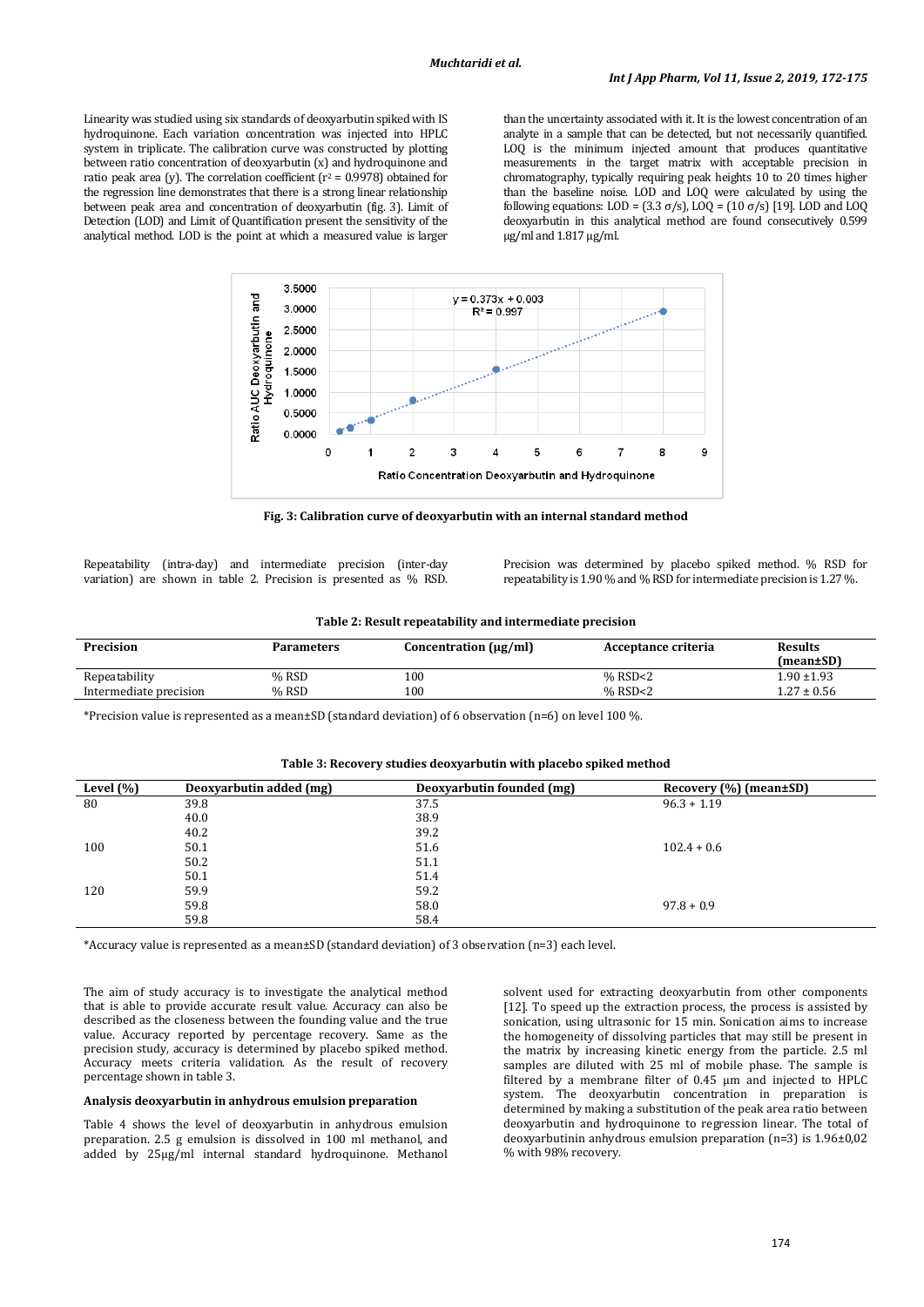Linearity was studied using six standards of deoxyarbutin spiked with IS hydroquinone. Each variation concentration was injected into HPLC system in triplicate. The calibration curve was constructed by plotting between ratio concentration of deoxyarbutin (x) and hydroquinone and ratio peak area (y). The correlation coefficient ($r^2$ = 0.9978) obtained for the regression line demonstrates that there is a strong linear relationship between peak area and concentration of deoxyarbutin (fig. 3). Limit of Detection (LOD) and Limit of Quantification present the sensitivity of the analytical method. LOD is the point at which a measured value is larger than the uncertainty associated with it. It is the lowest concentration of an analyte in a sample that can be detected, but not necessarily quantified. LOQ is the minimum injected amount that produces quantitative measurements in the target matrix with acceptable precision in chromatography, typically requiring peak heights 10 to 20 times higher than the baseline noise. LOD and LOQ were calculated by using the following equations: LOD = $(3.3\ \sigma/s)$, LOQ = $(10\ \sigma/s)$ [19]. LOD and LOQ deoxyarbutin in this analytical method are found consecutively 0.599 µg/ml and 1.817 µg/ml.

**Fig. 3: Calibration curve of deoxyarbutin with an internal standard method**

Repeatability (intra-day) and intermediate precision (inter-day variation) are shown in table 2. Precision is presented as % RSD. Precision was determined by placebo spiked method. % RSD for repeatability is 1.90 % and % RSD for intermediate precision is 1.27 %.

**Table 2: Result repeatability and intermediate precision**

| Precision | Parameters | Concentration (µg/ml) | Acceptance criteria | Results (mean±SD) |
|---|---|---|---|---|
| Repeatability | % RSD | 100 | % RSD<2 | 1.90 ±1.93 |
| Intermediate precision | % RSD | 100 | % RSD<2 | 1.27 ± 0.56 |

*Precision value is represented as a mean±SD (standard deviation) of 6 observation (n=6) on level 100 %.

**Table 3: Recovery studies deoxyarbutin with placebo spiked method**

| Level (%) | Deoxyarbutin added (mg) | Deoxyarbutin founded (mg) | Recovery (%) (mean±SD) |
|---|---|---|---|
| 80 | 39.8 | 37.5 | 96.3 + 1.19 |
| | 40.0 | 38.9 | |
| | 40.2 | 39.2 | |
| 100 | 50.1 | 51.6 | 102.4 + 0.6 |
| | 50.2 | 51.1 | |
| | 50.1 | 51.4 | |
| 120 | 59.9 | 59.2 | |
| | 59.8 | 58.0 | 97.8 + 0.9 |
| | 59.8 | 58.4 | |

*Accuracy value is represented as a mean±SD (standard deviation) of 3 observation (n=3) each level.

The aim of study accuracy is to investigate the analytical method that is able to provide accurate result value. Accuracy can also be described as the closeness between the founding value and the true value. Accuracy reported by percentage recovery. Same as the precision study, accuracy is determined by placebo spiked method. Accuracy meets criteria validation. As the result of recovery percentage shown in table 3.

### Analysis deoxyarbutin in anhydrous emulsion preparation

Table 4 shows the level of deoxyarbutin in anhydrous emulsion preparation. 2.5 g emulsion is dissolved in 100 ml methanol, and added by 25µg/ml internal standard hydroquinone. Methanol solvent used for extracting deoxyarbutin from other components [12]. To speed up the extraction process, the process is assisted by sonication, using ultrasonic for 15 min. Sonication aims to increase the homogeneity of dissolving particles that may still be present in the matrix by increasing kinetic energy from the particle. 2.5 ml samples are diluted with 25 ml of mobile phase. The sample is filtered by a membrane filter of 0.45 µm and injected to HPLC system. The deoxyarbutin concentration in preparation is determined by making a substitution of the peak area ratio between deoxyarbutin and hydroquinone to regression linear. The total of deoxyarbutinin anhydrous emulsion preparation (n=3) is 1.96±0,02 % with 98% recovery.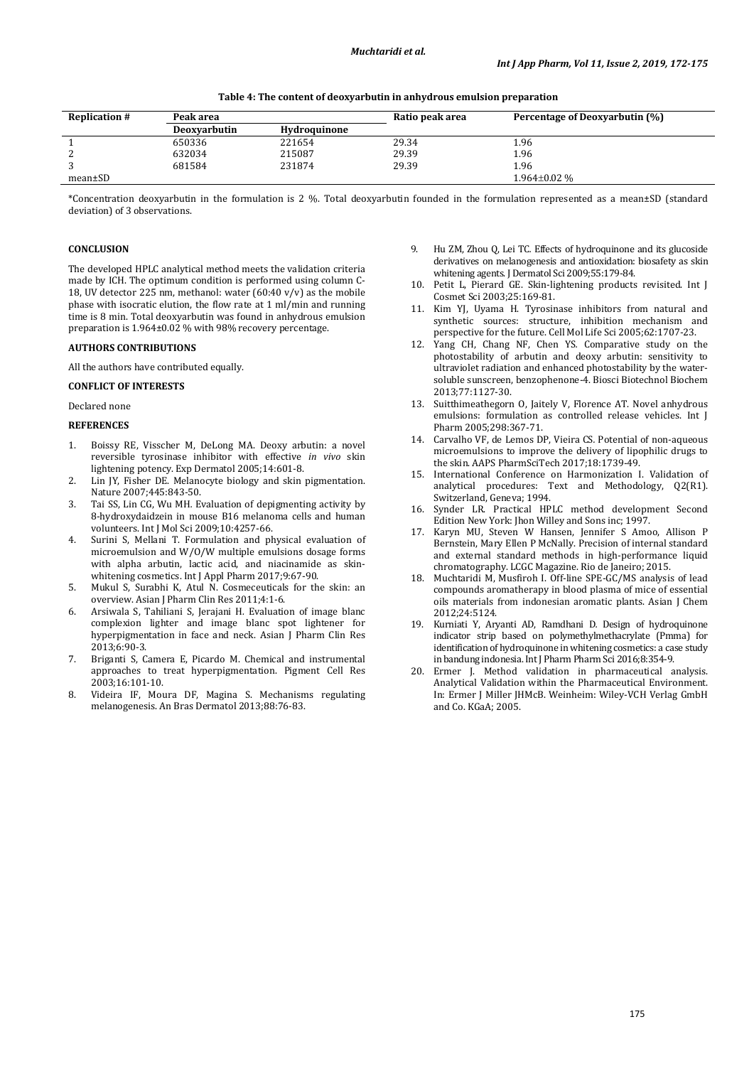**Table 4: The content of deoxyarbutin in anhydrous emulsion preparation**

| Replication # | Peak area | | Ratio peak area | Percentage of Deoxyarbutin (%) |
|---|---|---|---|---|
| | Deoxyarbutin | Hydroquinone | | |
| 1 | 650336 | 221654 | 29.34 | 1.96 |
| 2 | 632034 | 215087 | 29.39 | 1.96 |
| 3 | 681584 | 231874 | 29.39 | 1.96 |
| mean±SD | | | | 1.964±0.02 % |

*Concentration deoxyarbutin in the formulation is 2 %. Total deoxyarbutin founded in the formulation represented as a mean±SD (standard deviation) of 3 observations.

## CONCLUSION

The developed HPLC analytical method meets the validation criteria made by ICH. The optimum condition is performed using column C-18, UV detector 225 nm, methanol: water (60:40 v/v) as the mobile phase with isocratic elution, the flow rate at 1 ml/min and running time is 8 min. Total deoxyarbutin was found in anhydrous emulsion preparation is 1.964±0.02 % with 98% recovery percentage.

## AUTHORS CONTRIBUTIONS

All the authors have contributed equally.

## CONFLICT OF INTERESTS

Declared none

## REFERENCES

1. Boissy RE, Visscher M, DeLong MA. Deoxy arbutin: a novel reversible tyrosinase inhibitor with effective *in vivo* skin lightening potency. Exp Dermatol 2005;14:601-8.
2. Lin JY, Fisher DE. Melanocyte biology and skin pigmentation. Nature 2007;445:843-50.
3. Tai SS, Lin CG, Wu MH. Evaluation of depigmenting activity by 8-hydroxydaidzein in mouse B16 melanoma cells and human volunteers. Int J Mol Sci 2009;10:4257-66.
4. Surini S, Mellani T. Formulation and physical evaluation of microemulsion and W/O/W multiple emulsions dosage forms with alpha arbutin, lactic acid, and niacinamide as skin-whitening cosmetics. Int J Appl Pharm 2017;9:67-90.
5. Mukul S, Surabhi K, Atul N. Cosmeceuticals for the skin: an overview. Asian J Pharm Clin Res 2011;4:1-6.
6. Arsiwala S, Tahiliani S, Jerajani H. Evaluation of image blanc complexion lighter and image blanc spot lightener for hyperpigmentation in face and neck. Asian J Pharm Clin Res 2013;6:90-3.
7. Briganti S, Camera E, Picardo M. Chemical and instrumental approaches to treat hyperpigmentation. Pigment Cell Res 2003;16:101-10.
8. Videira IF, Moura DF, Magina S. Mechanisms regulating melanogenesis. An Bras Dermatol 2013;88:76-83.
9. Hu ZM, Zhou Q, Lei TC. Effects of hydroquinone and its glucoside derivatives on melanogenesis and antioxidation: biosafety as skin whitening agents. J Dermatol Sci 2009;55:179-84.
10. Petit L, Pierard GE. Skin-lightening products revisited. Int J Cosmet Sci 2003;25:169-81.
11. Kim YJ, Uyama H. Tyrosinase inhibitors from natural and synthetic sources: structure, inhibition mechanism and perspective for the future. Cell Mol Life Sci 2005;62:1707-23.
12. Yang CH, Chang NF, Chen YS. Comparative study on the photostability of arbutin and deoxy arbutin: sensitivity to ultraviolet radiation and enhanced photostability by the water-soluble sunscreen, benzophenone-4. Biosci Biotechnol Biochem 2013;77:1127-30.
13. Suitthimeathegorn O, Jaitely V, Florence AT. Novel anhydrous emulsions: formulation as controlled release vehicles. Int J Pharm 2005;298:367-71.
14. Carvalho VF, de Lemos DP, Vieira CS. Potential of non-aqueous microemulsions to improve the delivery of lipophilic drugs to the skin. AAPS PharmSciTech 2017;18:1739-49.
15. International Conference on Harmonization I. Validation of analytical procedures: Text and Methodology, Q2(R1). Switzerland, Geneva; 1994.
16. Synder LR. Practical HPLC method development Second Edition New York: Jhon Willey and Sons inc; 1997.
17. Karyn MU, Steven W Hansen, Jennifer S Amoo, Allison P Bernstein, Mary Ellen P McNally. Precision of internal standard and external standard methods in high-performance liquid chromatography. LCGC Magazine. Rio de Janeiro; 2015.
18. Muchtaridi M, Musfiroh I. Off-line SPE-GC/MS analysis of lead compounds aromatherapy in blood plasma of mice of essential oils materials from indonesian aromatic plants. Asian J Chem 2012;24:5124.
19. Kurniati Y, Aryanti AD, Ramdhani D. Design of hydroquinone indicator strip based on polymethylmethacrylate (Pmma) for identification of hydroquinone in whitening cosmetics: a case study in bandung indonesia. Int J Pharm Pharm Sci 2016;8:354-9.
20. Ermer J. Method validation in pharmaceutical analysis. Analytical Validation within the Pharmaceutical Environment. In: Ermer J Miller JHMcB. Weinheim: Wiley-VCH Verlag GmbH and Co. KGaA; 2005.